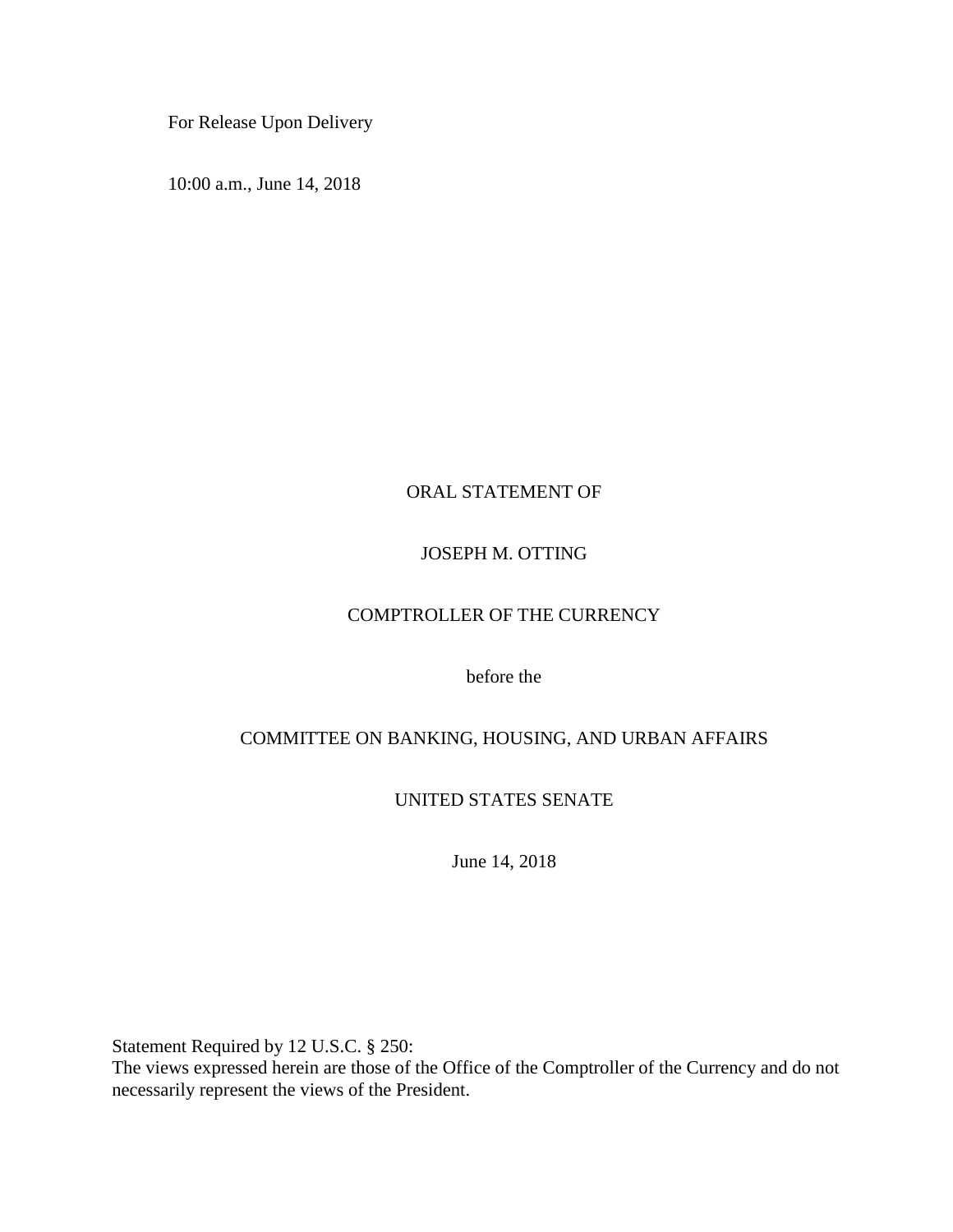For Release Upon Delivery

10:00 a.m., June 14, 2018

# ORAL STATEMENT OF

# JOSEPH M. OTTING

# COMPTROLLER OF THE CURRENCY

before the

# COMMITTEE ON BANKING, HOUSING, AND URBAN AFFAIRS

# UNITED STATES SENATE

June 14, 2018

Statement Required by 12 U.S.C. § 250:
The views expressed herein are those of the Office of the Comptroller of the Currency and do not necessarily represent the views of the President.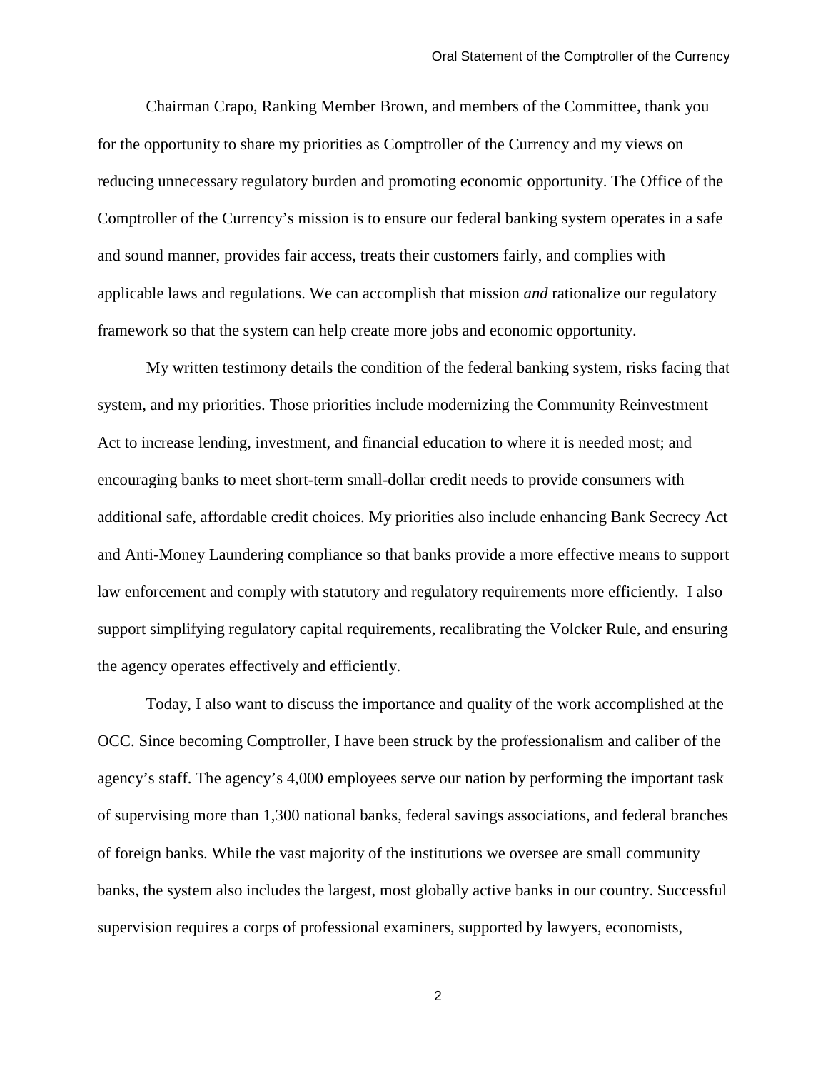Chairman Crapo, Ranking Member Brown, and members of the Committee, thank you for the opportunity to share my priorities as Comptroller of the Currency and my views on reducing unnecessary regulatory burden and promoting economic opportunity. The Office of the Comptroller of the Currency's mission is to ensure our federal banking system operates in a safe and sound manner, provides fair access, treats their customers fairly, and complies with applicable laws and regulations. We can accomplish that mission *and* rationalize our regulatory framework so that the system can help create more jobs and economic opportunity.

My written testimony details the condition of the federal banking system, risks facing that system, and my priorities. Those priorities include modernizing the Community Reinvestment Act to increase lending, investment, and financial education to where it is needed most; and encouraging banks to meet short-term small-dollar credit needs to provide consumers with additional safe, affordable credit choices. My priorities also include enhancing Bank Secrecy Act and Anti-Money Laundering compliance so that banks provide a more effective means to support law enforcement and comply with statutory and regulatory requirements more efficiently. I also support simplifying regulatory capital requirements, recalibrating the Volcker Rule, and ensuring the agency operates effectively and efficiently.

Today, I also want to discuss the importance and quality of the work accomplished at the OCC. Since becoming Comptroller, I have been struck by the professionalism and caliber of the agency's staff. The agency's 4,000 employees serve our nation by performing the important task of supervising more than 1,300 national banks, federal savings associations, and federal branches of foreign banks. While the vast majority of the institutions we oversee are small community banks, the system also includes the largest, most globally active banks in our country. Successful supervision requires a corps of professional examiners, supported by lawyers, economists,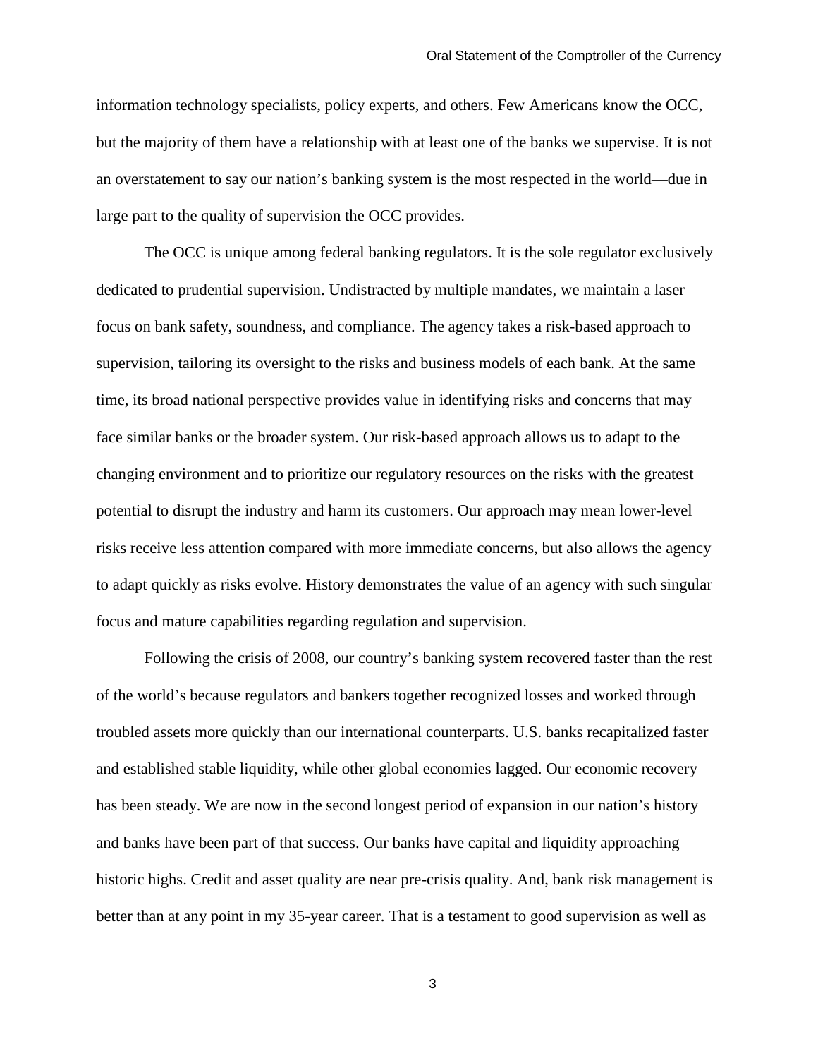information technology specialists, policy experts, and others. Few Americans know the OCC, but the majority of them have a relationship with at least one of the banks we supervise. It is not an overstatement to say our nation's banking system is the most respected in the world—due in large part to the quality of supervision the OCC provides.

The OCC is unique among federal banking regulators. It is the sole regulator exclusively dedicated to prudential supervision. Undistracted by multiple mandates, we maintain a laser focus on bank safety, soundness, and compliance. The agency takes a risk-based approach to supervision, tailoring its oversight to the risks and business models of each bank. At the same time, its broad national perspective provides value in identifying risks and concerns that may face similar banks or the broader system. Our risk-based approach allows us to adapt to the changing environment and to prioritize our regulatory resources on the risks with the greatest potential to disrupt the industry and harm its customers. Our approach may mean lower-level risks receive less attention compared with more immediate concerns, but also allows the agency to adapt quickly as risks evolve. History demonstrates the value of an agency with such singular focus and mature capabilities regarding regulation and supervision.

Following the crisis of 2008, our country's banking system recovered faster than the rest of the world's because regulators and bankers together recognized losses and worked through troubled assets more quickly than our international counterparts. U.S. banks recapitalized faster and established stable liquidity, while other global economies lagged. Our economic recovery has been steady. We are now in the second longest period of expansion in our nation's history and banks have been part of that success. Our banks have capital and liquidity approaching historic highs. Credit and asset quality are near pre-crisis quality. And, bank risk management is better than at any point in my 35-year career. That is a testament to good supervision as well as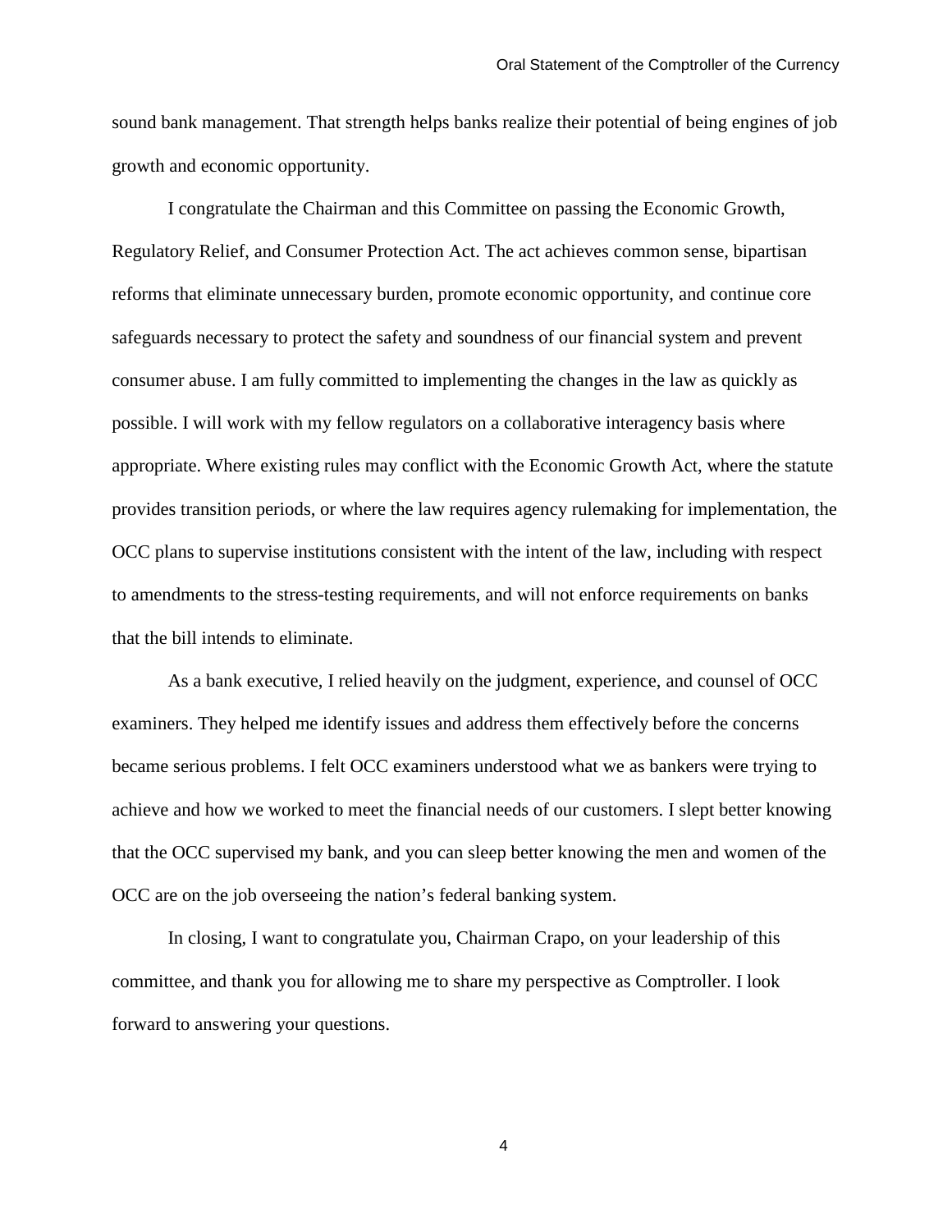sound bank management. That strength helps banks realize their potential of being engines of job growth and economic opportunity.

I congratulate the Chairman and this Committee on passing the Economic Growth, Regulatory Relief, and Consumer Protection Act. The act achieves common sense, bipartisan reforms that eliminate unnecessary burden, promote economic opportunity, and continue core safeguards necessary to protect the safety and soundness of our financial system and prevent consumer abuse. I am fully committed to implementing the changes in the law as quickly as possible. I will work with my fellow regulators on a collaborative interagency basis where appropriate. Where existing rules may conflict with the Economic Growth Act, where the statute provides transition periods, or where the law requires agency rulemaking for implementation, the OCC plans to supervise institutions consistent with the intent of the law, including with respect to amendments to the stress-testing requirements, and will not enforce requirements on banks that the bill intends to eliminate.

As a bank executive, I relied heavily on the judgment, experience, and counsel of OCC examiners. They helped me identify issues and address them effectively before the concerns became serious problems. I felt OCC examiners understood what we as bankers were trying to achieve and how we worked to meet the financial needs of our customers. I slept better knowing that the OCC supervised my bank, and you can sleep better knowing the men and women of the OCC are on the job overseeing the nation's federal banking system.

In closing, I want to congratulate you, Chairman Crapo, on your leadership of this committee, and thank you for allowing me to share my perspective as Comptroller. I look forward to answering your questions.